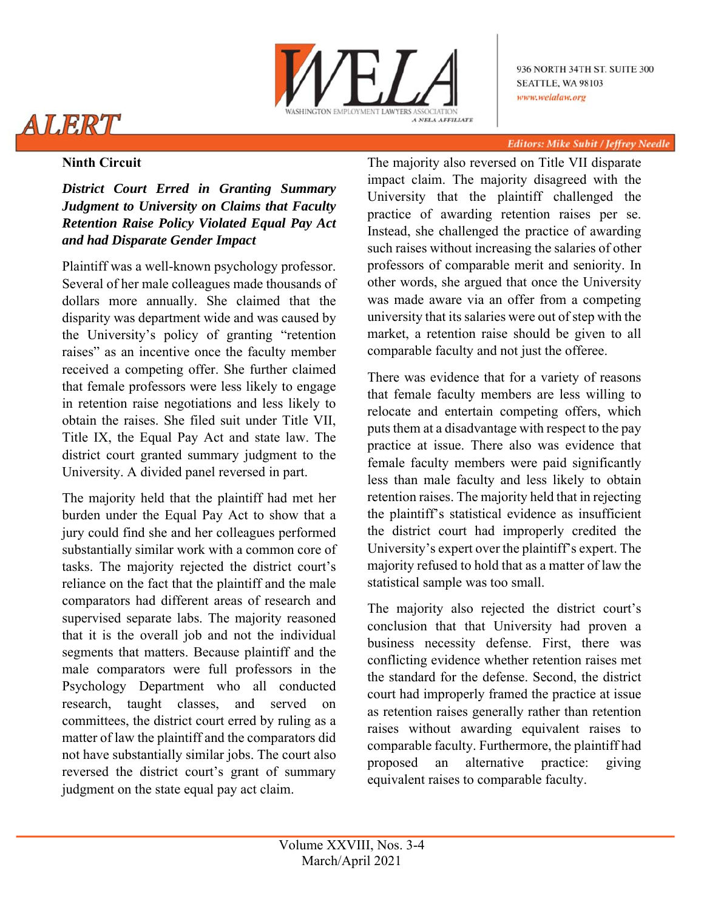## Ninth Circuit

### *District Court Erred in Granting Summary Judgment to University on Claims that Faculty Retention Raise Policy Violated Equal Pay Act and had Disparate Gender Impact*

Plaintiff was a well-known psychology professor. Several of her male colleagues made thousands of dollars more annually. She claimed that the disparity was department wide and was caused by the University's policy of granting "retention raises" as an incentive once the faculty member received a competing offer. She further claimed that female professors were less likely to engage in retention raise negotiations and less likely to obtain the raises. She filed suit under Title VII, Title IX, the Equal Pay Act and state law. The district court granted summary judgment to the University. A divided panel reversed in part.

The majority held that the plaintiff had met her burden under the Equal Pay Act to show that a jury could find she and her colleagues performed substantially similar work with a common core of tasks. The majority rejected the district court's reliance on the fact that the plaintiff and the male comparators had different areas of research and supervised separate labs. The majority reasoned that it is the overall job and not the individual segments that matters. Because plaintiff and the male comparators were full professors in the Psychology Department who all conducted research, taught classes, and served on committees, the district court erred by ruling as a matter of law the plaintiff and the comparators did not have substantially similar jobs. The court also reversed the district court's grant of summary judgment on the state equal pay act claim.

The majority also reversed on Title VII disparate impact claim. The majority disagreed with the University that the plaintiff challenged the practice of awarding retention raises per se. Instead, she challenged the practice of awarding such raises without increasing the salaries of other professors of comparable merit and seniority. In other words, she argued that once the University was made aware via an offer from a competing university that its salaries were out of step with the market, a retention raise should be given to all comparable faculty and not just the offeree.

There was evidence that for a variety of reasons that female faculty members are less willing to relocate and entertain competing offers, which puts them at a disadvantage with respect to the pay practice at issue. There also was evidence that female faculty members were paid significantly less than male faculty and less likely to obtain retention raises. The majority held that in rejecting the plaintiff's statistical evidence as insufficient the district court had improperly credited the University's expert over the plaintiff's expert. The majority refused to hold that as a matter of law the statistical sample was too small.

The majority also rejected the district court's conclusion that that University had proven a business necessity defense. First, there was conflicting evidence whether retention raises met the standard for the defense. Second, the district court had improperly framed the practice at issue as retention raises generally rather than retention raises without awarding equivalent raises to comparable faculty. Furthermore, the plaintiff had proposed an alternative practice: giving equivalent raises to comparable faculty.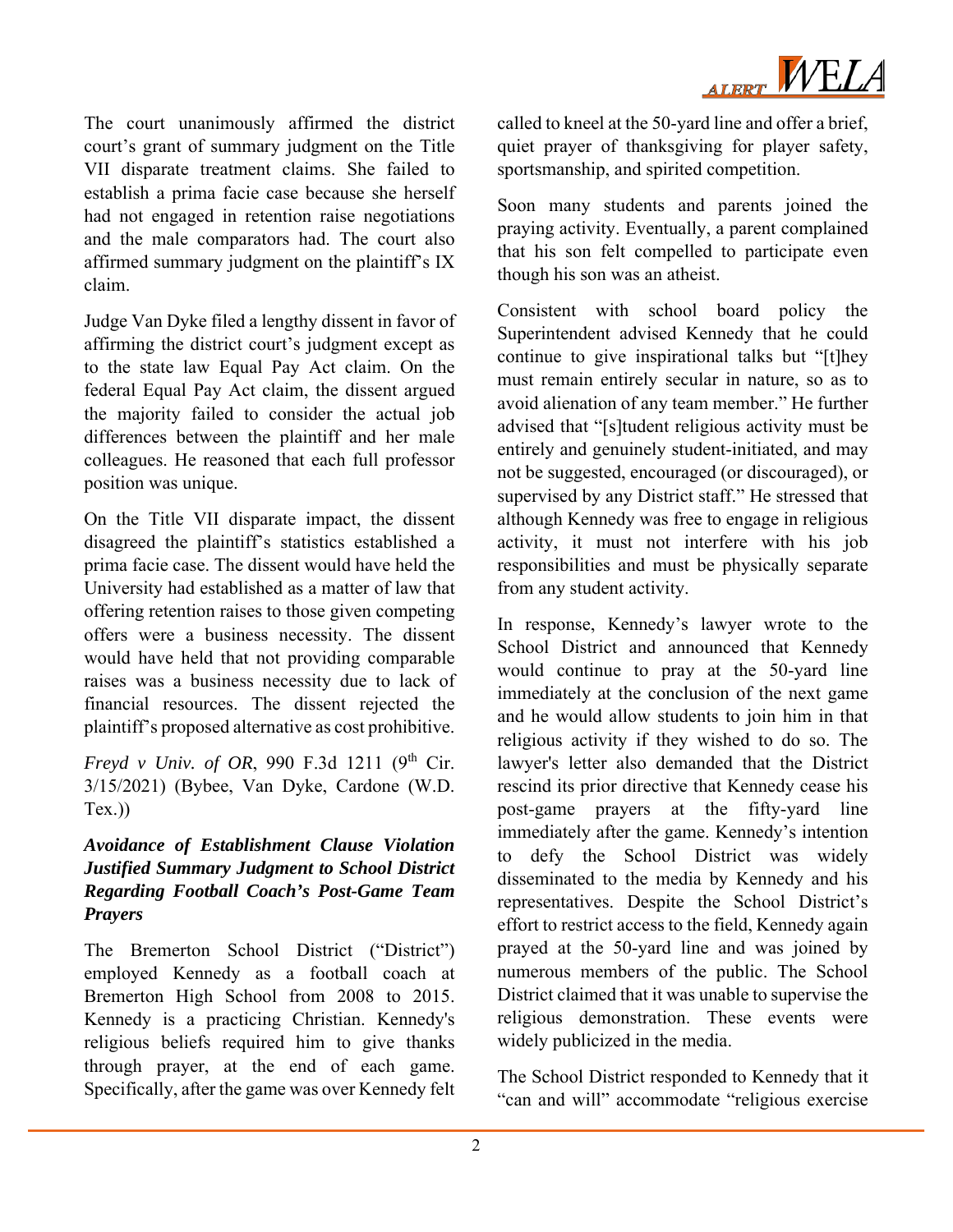The court unanimously affirmed the district court's grant of summary judgment on the Title VII disparate treatment claims. She failed to establish a prima facie case because she herself had not engaged in retention raise negotiations and the male comparators had. The court also affirmed summary judgment on the plaintiff's IX claim.

Judge Van Dyke filed a lengthy dissent in favor of affirming the district court's judgment except as to the state law Equal Pay Act claim. On the federal Equal Pay Act claim, the dissent argued the majority failed to consider the actual job differences between the plaintiff and her male colleagues. He reasoned that each full professor position was unique.

On the Title VII disparate impact, the dissent disagreed the plaintiff's statistics established a prima facie case. The dissent would have held the University had established as a matter of law that offering retention raises to those given competing offers were a business necessity. The dissent would have held that not providing comparable raises was a business necessity due to lack of financial resources. The dissent rejected the plaintiff's proposed alternative as cost prohibitive.

*Freyd v Univ. of OR*, 990 F.3d 1211 (9th Cir. 3/15/2021) (Bybee, Van Dyke, Cardone (W.D. Tex.))

### *Avoidance of Establishment Clause Violation Justified Summary Judgment to School District Regarding Football Coach's Post-Game Team Prayers*

The Bremerton School District ("District") employed Kennedy as a football coach at Bremerton High School from 2008 to 2015. Kennedy is a practicing Christian. Kennedy's religious beliefs required him to give thanks through prayer, at the end of each game. Specifically, after the game was over Kennedy felt called to kneel at the 50-yard line and offer a brief, quiet prayer of thanksgiving for player safety, sportsmanship, and spirited competition.

Soon many students and parents joined the praying activity. Eventually, a parent complained that his son felt compelled to participate even though his son was an atheist.

Consistent with school board policy the Superintendent advised Kennedy that he could continue to give inspirational talks but "[t]hey must remain entirely secular in nature, so as to avoid alienation of any team member." He further advised that "[s]tudent religious activity must be entirely and genuinely student-initiated, and may not be suggested, encouraged (or discouraged), or supervised by any District staff." He stressed that although Kennedy was free to engage in religious activity, it must not interfere with his job responsibilities and must be physically separate from any student activity.

In response, Kennedy's lawyer wrote to the School District and announced that Kennedy would continue to pray at the 50-yard line immediately at the conclusion of the next game and he would allow students to join him in that religious activity if they wished to do so. The lawyer's letter also demanded that the District rescind its prior directive that Kennedy cease his post-game prayers at the fifty-yard line immediately after the game. Kennedy's intention to defy the School District was widely disseminated to the media by Kennedy and his representatives. Despite the School District's effort to restrict access to the field, Kennedy again prayed at the 50-yard line and was joined by numerous members of the public. The School District claimed that it was unable to supervise the religious demonstration. These events were widely publicized in the media.

The School District responded to Kennedy that it "can and will" accommodate "religious exercise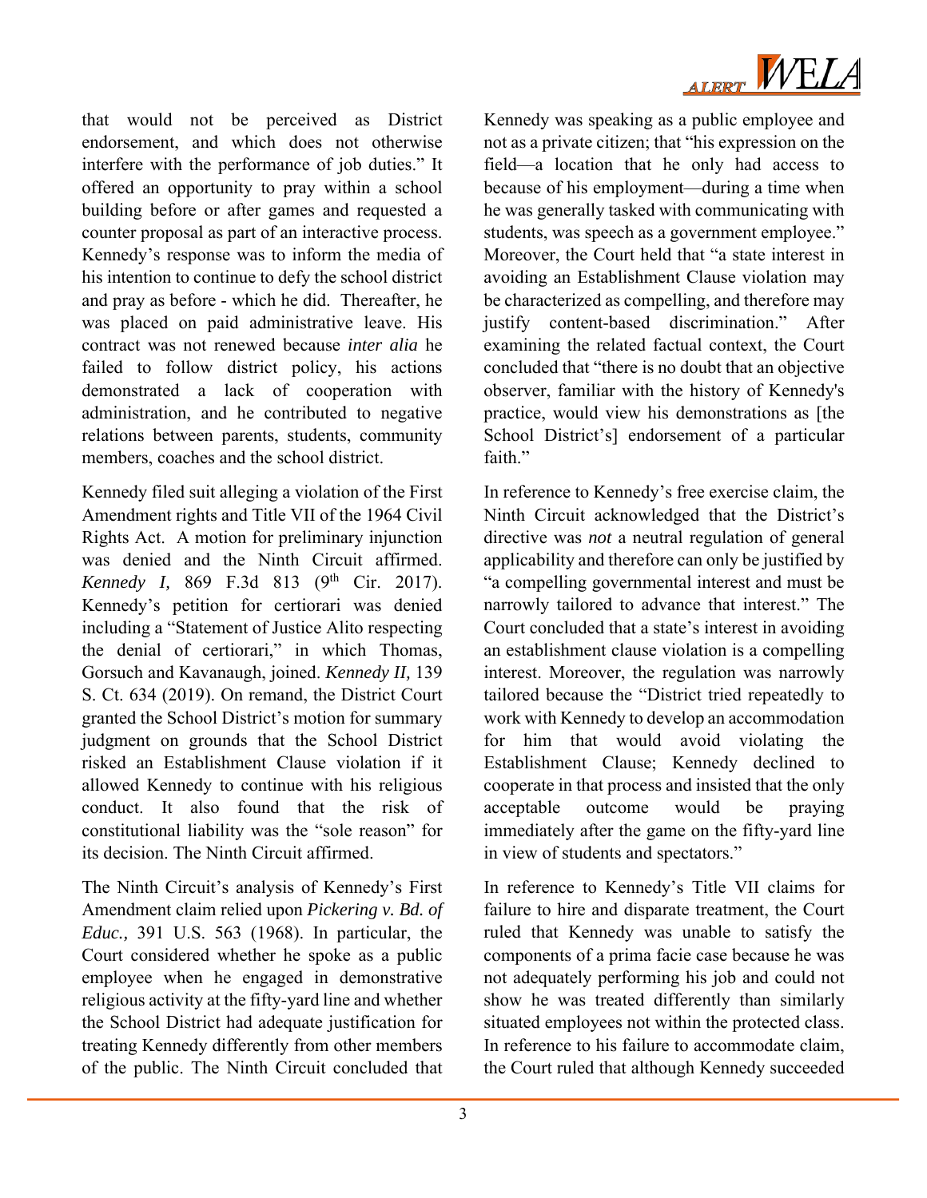that would not be perceived as District endorsement, and which does not otherwise interfere with the performance of job duties." It offered an opportunity to pray within a school building before or after games and requested a counter proposal as part of an interactive process. Kennedy's response was to inform the media of his intention to continue to defy the school district and pray as before - which he did. Thereafter, he was placed on paid administrative leave. His contract was not renewed because *inter alia* he failed to follow district policy, his actions demonstrated a lack of cooperation with administration, and he contributed to negative relations between parents, students, community members, coaches and the school district.

Kennedy filed suit alleging a violation of the First Amendment rights and Title VII of the 1964 Civil Rights Act. A motion for preliminary injunction was denied and the Ninth Circuit affirmed. *Kennedy I,* 869 F.3d 813 (9th Cir. 2017). Kennedy's petition for certiorari was denied including a "Statement of Justice Alito respecting the denial of certiorari," in which Thomas, Gorsuch and Kavanaugh, joined. *Kennedy II,* 139 S. Ct. 634 (2019). On remand, the District Court granted the School District's motion for summary judgment on grounds that the School District risked an Establishment Clause violation if it allowed Kennedy to continue with his religious conduct. It also found that the risk of constitutional liability was the "sole reason" for its decision. The Ninth Circuit affirmed.

The Ninth Circuit's analysis of Kennedy's First Amendment claim relied upon *Pickering v. Bd. of Educ.,* 391 U.S. 563 (1968). In particular, the Court considered whether he spoke as a public employee when he engaged in demonstrative religious activity at the fifty-yard line and whether the School District had adequate justification for treating Kennedy differently from other members of the public. The Ninth Circuit concluded that Kennedy was speaking as a public employee and not as a private citizen; that "his expression on the field—a location that he only had access to because of his employment—during a time when he was generally tasked with communicating with students, was speech as a government employee." Moreover, the Court held that "a state interest in avoiding an Establishment Clause violation may be characterized as compelling, and therefore may justify content-based discrimination." After examining the related factual context, the Court concluded that "there is no doubt that an objective observer, familiar with the history of Kennedy's practice, would view his demonstrations as [the School District's] endorsement of a particular faith."

In reference to Kennedy's free exercise claim, the Ninth Circuit acknowledged that the District's directive was *not* a neutral regulation of general applicability and therefore can only be justified by "a compelling governmental interest and must be narrowly tailored to advance that interest." The Court concluded that a state's interest in avoiding an establishment clause violation is a compelling interest. Moreover, the regulation was narrowly tailored because the "District tried repeatedly to work with Kennedy to develop an accommodation for him that would avoid violating the Establishment Clause; Kennedy declined to cooperate in that process and insisted that the only acceptable outcome would be praying immediately after the game on the fifty-yard line in view of students and spectators."

In reference to Kennedy's Title VII claims for failure to hire and disparate treatment, the Court ruled that Kennedy was unable to satisfy the components of a prima facie case because he was not adequately performing his job and could not show he was treated differently than similarly situated employees not within the protected class. In reference to his failure to accommodate claim, the Court ruled that although Kennedy succeeded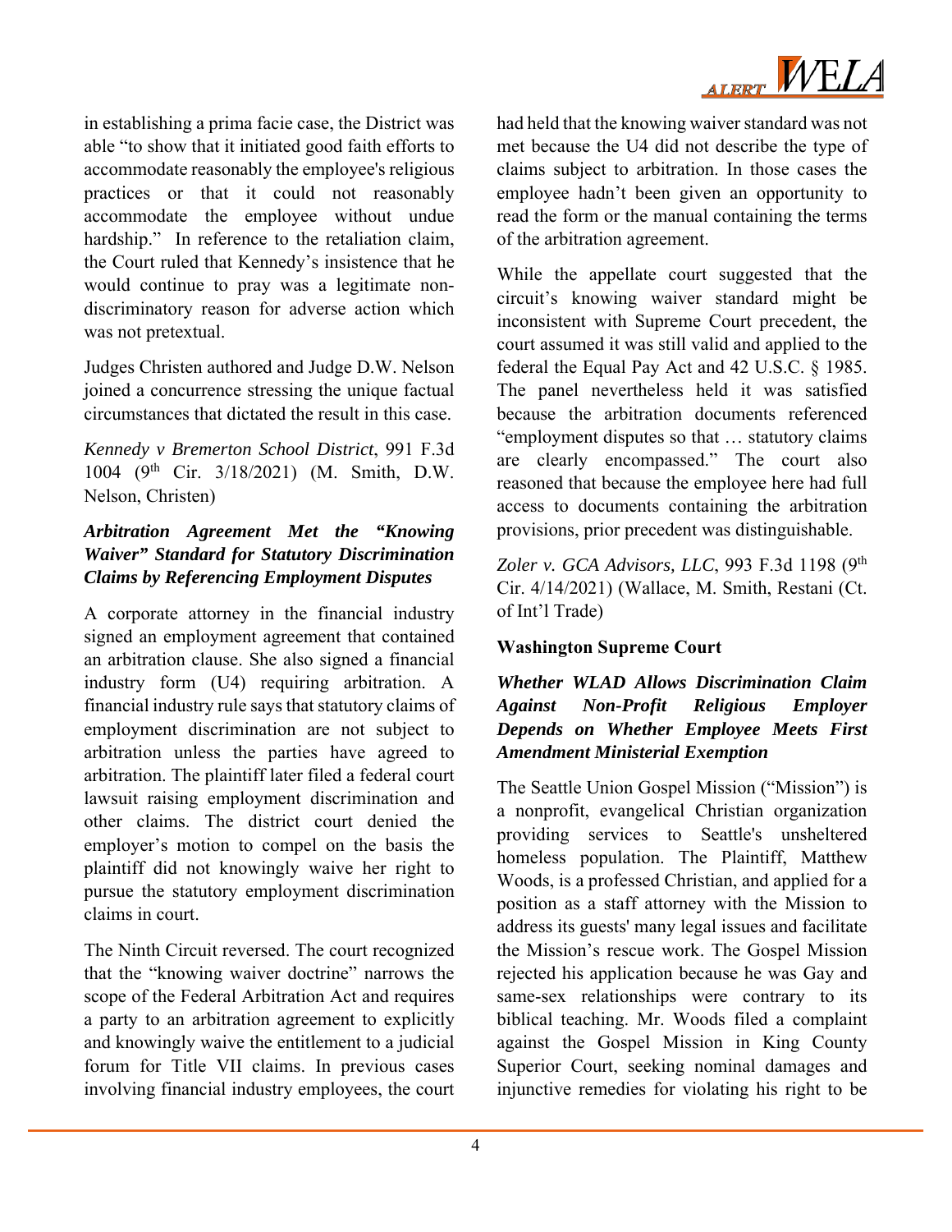in establishing a prima facie case, the District was able "to show that it initiated good faith efforts to accommodate reasonably the employee's religious practices or that it could not reasonably accommodate the employee without undue hardship." In reference to the retaliation claim, the Court ruled that Kennedy's insistence that he would continue to pray was a legitimate non-discriminatory reason for adverse action which was not pretextual.

Judges Christen authored and Judge D.W. Nelson joined a concurrence stressing the unique factual circumstances that dictated the result in this case.

*Kennedy v Bremerton School District*, 991 F.3d 1004 (9th Cir. 3/18/2021) (M. Smith, D.W. Nelson, Christen)

### *Arbitration Agreement Met the "Knowing Waiver" Standard for Statutory Discrimination Claims by Referencing Employment Disputes*

A corporate attorney in the financial industry signed an employment agreement that contained an arbitration clause. She also signed a financial industry form (U4) requiring arbitration. A financial industry rule says that statutory claims of employment discrimination are not subject to arbitration unless the parties have agreed to arbitration. The plaintiff later filed a federal court lawsuit raising employment discrimination and other claims. The district court denied the employer's motion to compel on the basis the plaintiff did not knowingly waive her right to pursue the statutory employment discrimination claims in court.

The Ninth Circuit reversed. The court recognized that the "knowing waiver doctrine" narrows the scope of the Federal Arbitration Act and requires a party to an arbitration agreement to explicitly and knowingly waive the entitlement to a judicial forum for Title VII claims. In previous cases involving financial industry employees, the court had held that the knowing waiver standard was not met because the U4 did not describe the type of claims subject to arbitration. In those cases the employee hadn't been given an opportunity to read the form or the manual containing the terms of the arbitration agreement.

While the appellate court suggested that the circuit's knowing waiver standard might be inconsistent with Supreme Court precedent, the court assumed it was still valid and applied to the federal the Equal Pay Act and 42 U.S.C. § 1985. The panel nevertheless held it was satisfied because the arbitration documents referenced "employment disputes so that … statutory claims are clearly encompassed." The court also reasoned that because the employee here had full access to documents containing the arbitration provisions, prior precedent was distinguishable.

*Zoler v. GCA Advisors, LLC*, 993 F.3d 1198 (9th Cir. 4/14/2021) (Wallace, M. Smith, Restani (Ct. of Int'l Trade)

## Washington Supreme Court

### *Whether WLAD Allows Discrimination Claim Against Non-Profit Religious Employer Depends on Whether Employee Meets First Amendment Ministerial Exemption*

The Seattle Union Gospel Mission ("Mission") is a nonprofit, evangelical Christian organization providing services to Seattle's unsheltered homeless population. The Plaintiff, Matthew Woods, is a professed Christian, and applied for a position as a staff attorney with the Mission to address its guests' many legal issues and facilitate the Mission's rescue work. The Gospel Mission rejected his application because he was Gay and same-sex relationships were contrary to its biblical teaching. Mr. Woods filed a complaint against the Gospel Mission in King County Superior Court, seeking nominal damages and injunctive remedies for violating his right to be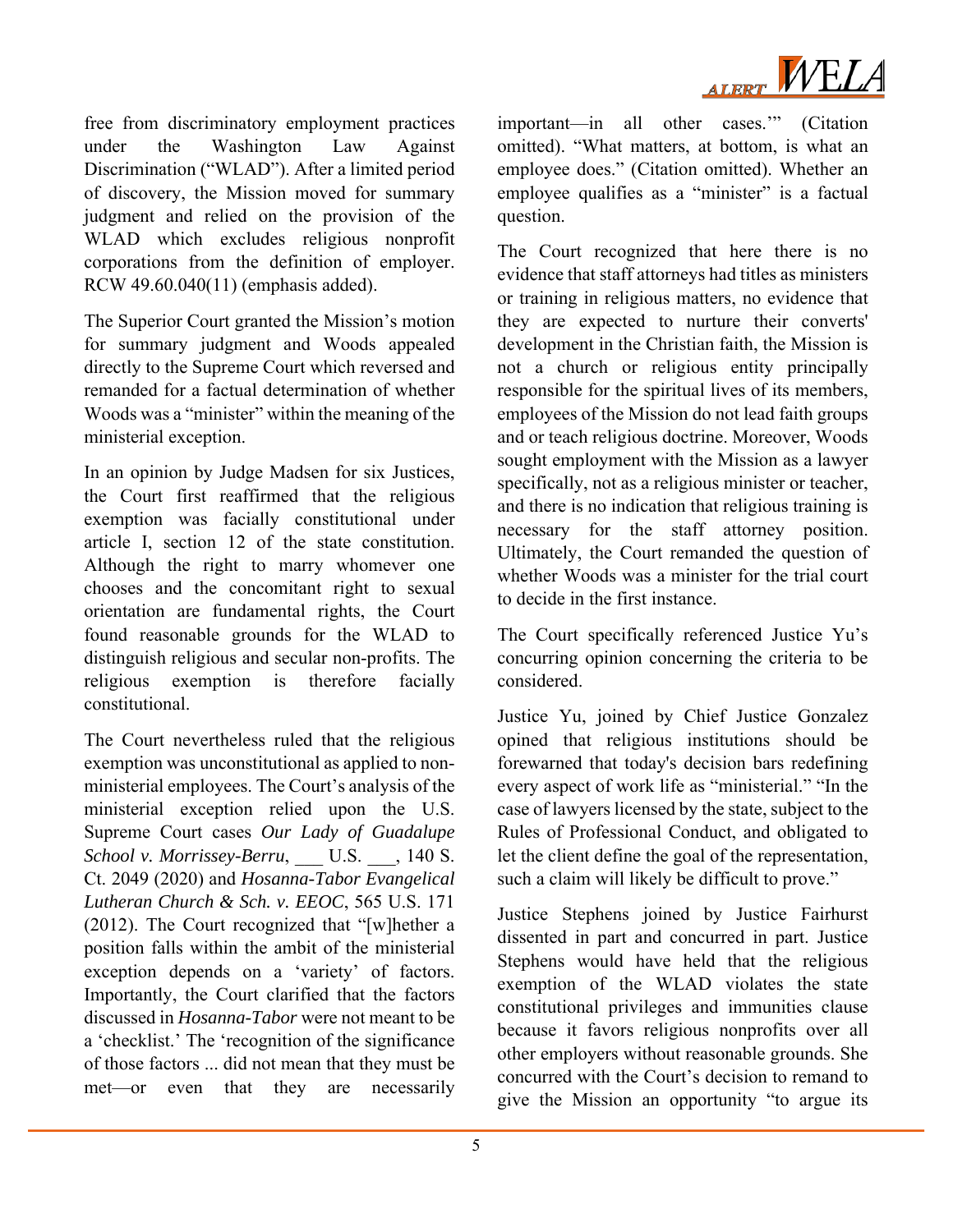free from discriminatory employment practices under the Washington Law Against Discrimination ("WLAD"). After a limited period of discovery, the Mission moved for summary judgment and relied on the provision of the WLAD which excludes religious nonprofit corporations from the definition of employer. RCW 49.60.040(11) (emphasis added).

The Superior Court granted the Mission's motion for summary judgment and Woods appealed directly to the Supreme Court which reversed and remanded for a factual determination of whether Woods was a "minister" within the meaning of the ministerial exception.

In an opinion by Judge Madsen for six Justices, the Court first reaffirmed that the religious exemption was facially constitutional under article I, section 12 of the state constitution. Although the right to marry whomever one chooses and the concomitant right to sexual orientation are fundamental rights, the Court found reasonable grounds for the WLAD to distinguish religious and secular non-profits. The religious exemption is therefore facially constitutional.

The Court nevertheless ruled that the religious exemption was unconstitutional as applied to non-ministerial employees. The Court's analysis of the ministerial exception relied upon the U.S. Supreme Court cases *Our Lady of Guadalupe School v. Morrissey-Berru*, ___ U.S. ___, 140 S. Ct. 2049 (2020) and *Hosanna-Tabor Evangelical Lutheran Church & Sch. v. EEOC*, 565 U.S. 171 (2012). The Court recognized that "[w]hether a position falls within the ambit of the ministerial exception depends on a 'variety' of factors. Importantly, the Court clarified that the factors discussed in *Hosanna-Tabor* were not meant to be a 'checklist.' The 'recognition of the significance of those factors ... did not mean that they must be met—or even that they are necessarily important—in all other cases.'" (Citation omitted). "What matters, at bottom, is what an employee does." (Citation omitted). Whether an employee qualifies as a "minister" is a factual question.

The Court recognized that here there is no evidence that staff attorneys had titles as ministers or training in religious matters, no evidence that they are expected to nurture their converts' development in the Christian faith, the Mission is not a church or religious entity principally responsible for the spiritual lives of its members, employees of the Mission do not lead faith groups and or teach religious doctrine. Moreover, Woods sought employment with the Mission as a lawyer specifically, not as a religious minister or teacher, and there is no indication that religious training is necessary for the staff attorney position. Ultimately, the Court remanded the question of whether Woods was a minister for the trial court to decide in the first instance.

The Court specifically referenced Justice Yu's concurring opinion concerning the criteria to be considered.

Justice Yu, joined by Chief Justice Gonzalez opined that religious institutions should be forewarned that today's decision bars redefining every aspect of work life as "ministerial." "In the case of lawyers licensed by the state, subject to the Rules of Professional Conduct, and obligated to let the client define the goal of the representation, such a claim will likely be difficult to prove."

Justice Stephens joined by Justice Fairhurst dissented in part and concurred in part. Justice Stephens would have held that the religious exemption of the WLAD violates the state constitutional privileges and immunities clause because it favors religious nonprofits over all other employers without reasonable grounds. She concurred with the Court's decision to remand to give the Mission an opportunity "to argue its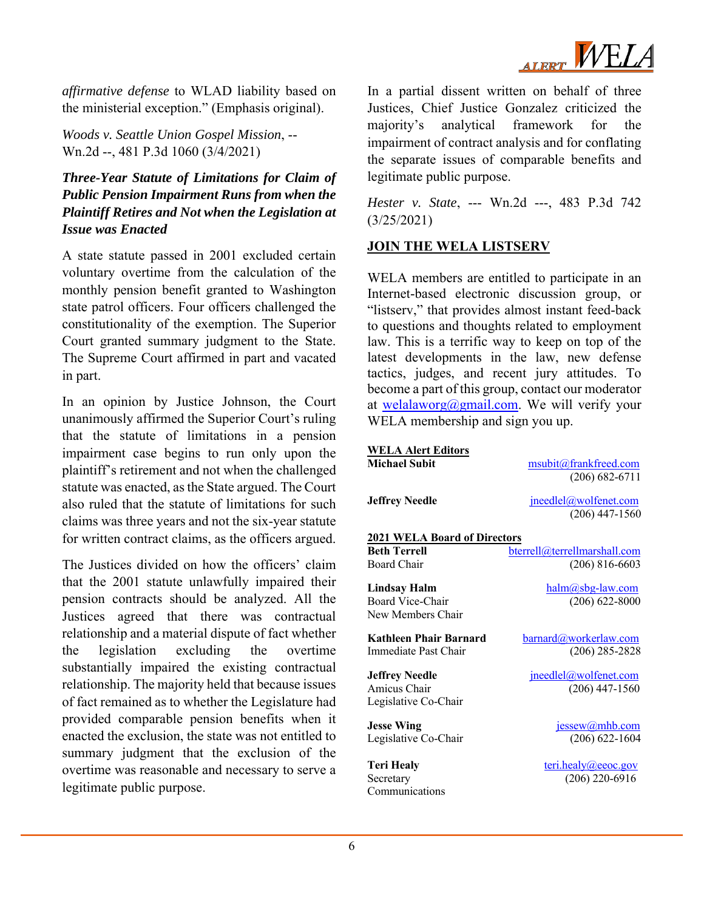*affirmative defense* to WLAD liability based on the ministerial exception." (Emphasis original).

*Woods v. Seattle Union Gospel Mission*, -- Wn.2d --, 481 P.3d 1060 (3/4/2021)

### *Three-Year Statute of Limitations for Claim of Public Pension Impairment Runs from when the Plaintiff Retires and Not when the Legislation at Issue was Enacted*

A state statute passed in 2001 excluded certain voluntary overtime from the calculation of the monthly pension benefit granted to Washington state patrol officers. Four officers challenged the constitutionality of the exemption. The Superior Court granted summary judgment to the State. The Supreme Court affirmed in part and vacated in part.

In an opinion by Justice Johnson, the Court unanimously affirmed the Superior Court's ruling that the statute of limitations in a pension impairment case begins to run only upon the plaintiff's retirement and not when the challenged statute was enacted, as the State argued. The Court also ruled that the statute of limitations for such claims was three years and not the six-year statute for written contract claims, as the officers argued.

The Justices divided on how the officers' claim that the 2001 statute unlawfully impaired their pension contracts should be analyzed. All the Justices agreed that there was contractual relationship and a material dispute of fact whether the legislation excluding the overtime substantially impaired the existing contractual relationship. The majority held that because issues of fact remained as to whether the Legislature had provided comparable pension benefits when it enacted the exclusion, the state was not entitled to summary judgment that the exclusion of the overtime was reasonable and necessary to serve a legitimate public purpose.

In a partial dissent written on behalf of three Justices, Chief Justice Gonzalez criticized the majority's analytical framework for the impairment of contract analysis and for conflating the separate issues of comparable benefits and legitimate public purpose.

*Hester v. State*, --- Wn.2d ---, 483 P.3d 742 (3/25/2021)

## JOIN THE WELA LISTSERV

WELA members are entitled to participate in an Internet-based electronic discussion group, or "listserv," that provides almost instant feed-back to questions and thoughts related to employment law. This is a terrific way to keep on top of the latest developments in the law, new defense tactics, judges, and recent jury attitudes. To become a part of this group, contact our moderator at welalaworg@gmail.com. We will verify your WELA membership and sign you up.

**WELA Alert Editors**

**Michael Subit** — msubit@frankfreed.com — (206) 682-6711

**Jeffrey Needle** — jneedle@wolfenet.com — (206) 447-1560

**2021 WELA Board of Directors**

**Beth Terrell** — Board Chair — bterrell@terrellmarshall.com — (206) 816-6603

**Lindsay Halm** — Board Vice-Chair, New Members Chair — halm@sbg-law.com — (206) 622-8000

**Kathleen Phair Barnard** — Immediate Past Chair — barnard@workerlaw.com — (206) 285-2828

**Jeffrey Needle** — Amicus Chair, Legislative Co-Chair — jneedle@wolfenet.com — (206) 447-1560

**Jesse Wing** — Legislative Co-Chair — jessew@mhb.com — (206) 622-1604

**Teri Healy** — Secretary, Communications — teri.healy@eeoc.gov — (206) 220-6916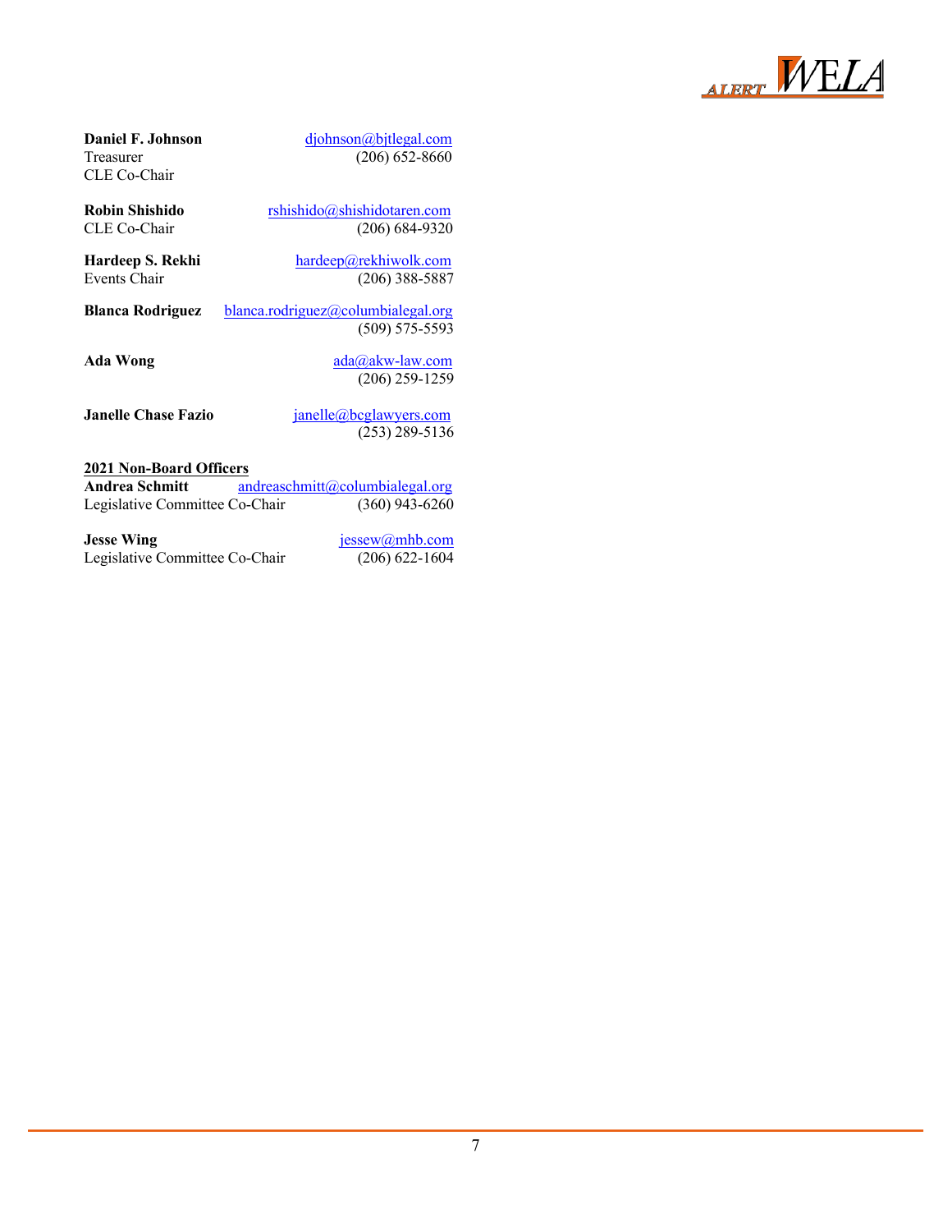**Daniel F. Johnson** djohnson@bjtlegal.com
Treasurer (206) 652-8660
CLE Co-Chair

**Robin Shishido** rshishido@shishidotaren.com
CLE Co-Chair (206) 684-9320

**Hardeep S. Rekhi** hardeep@rekhiwolk.com
Events Chair (206) 388-5887

**Blanca Rodriguez** blanca.rodriguez@columbialegal.org
(509) 575-5593

**Ada Wong** ada@akw-law.com
(206) 259-1259

**Janelle Chase Fazio** janelle@bcglawyers.com
(253) 289-5136

**2021 Non-Board Officers**

**Andrea Schmitt** andreaschmitt@columbialegal.org
Legislative Committee Co-Chair (360) 943-6260

**Jesse Wing** jessew@mhb.com
Legislative Committee Co-Chair (206) 622-1604